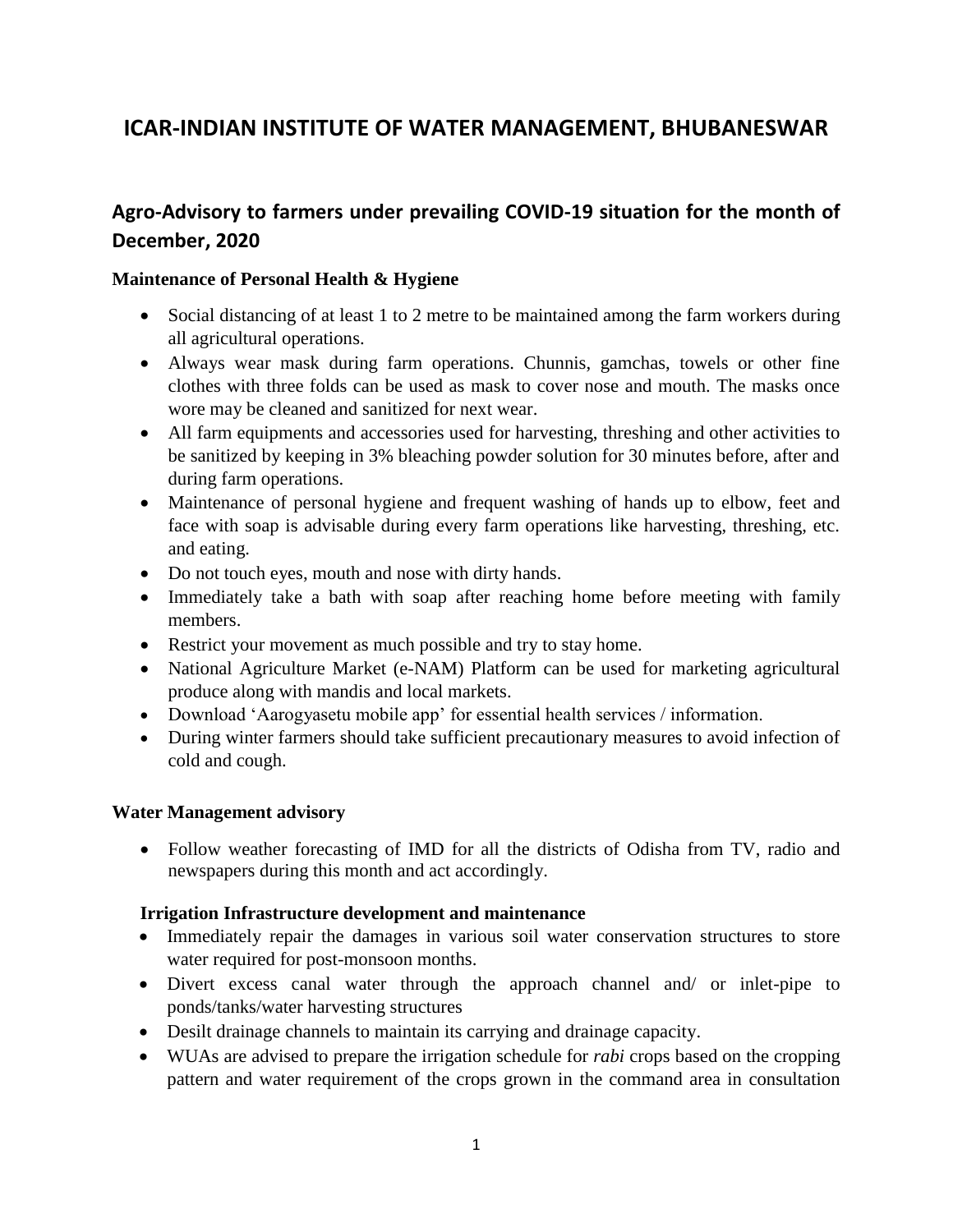# ICAR-INDIAN INSTITUTE OF WATER MANAGEMENT, BHUBANESWAR

## Agro-Advisory to farmers under prevailing COVID-19 situation for the month of December, 2020

### Maintenance of Personal Health & Hygiene

- Social distancing of at least 1 to 2 metre to be maintained among the farm workers during all agricultural operations.
- Always wear mask during farm operations. Chunnis, gamchas, towels or other fine clothes with three folds can be used as mask to cover nose and mouth. The masks once wore may be cleaned and sanitized for next wear.
- All farm equipments and accessories used for harvesting, threshing and other activities to be sanitized by keeping in 3% bleaching powder solution for 30 minutes before, after and during farm operations.
- Maintenance of personal hygiene and frequent washing of hands up to elbow, feet and face with soap is advisable during every farm operations like harvesting, threshing, etc. and eating.
- Do not touch eyes, mouth and nose with dirty hands.
- Immediately take a bath with soap after reaching home before meeting with family members.
- Restrict your movement as much possible and try to stay home.
- National Agriculture Market (e-NAM) Platform can be used for marketing agricultural produce along with mandis and local markets.
- Download 'Aarogyasetu mobile app' for essential health services / information.
- During winter farmers should take sufficient precautionary measures to avoid infection of cold and cough.

### Water Management advisory

- Follow weather forecasting of IMD for all the districts of Odisha from TV, radio and newspapers during this month and act accordingly.

#### Irrigation Infrastructure development and maintenance

- Immediately repair the damages in various soil water conservation structures to store water required for post-monsoon months.
- Divert excess canal water through the approach channel and/ or inlet-pipe to ponds/tanks/water harvesting structures
- Desilt drainage channels to maintain its carrying and drainage capacity.
- WUAs are advised to prepare the irrigation schedule for *rabi* crops based on the cropping pattern and water requirement of the crops grown in the command area in consultation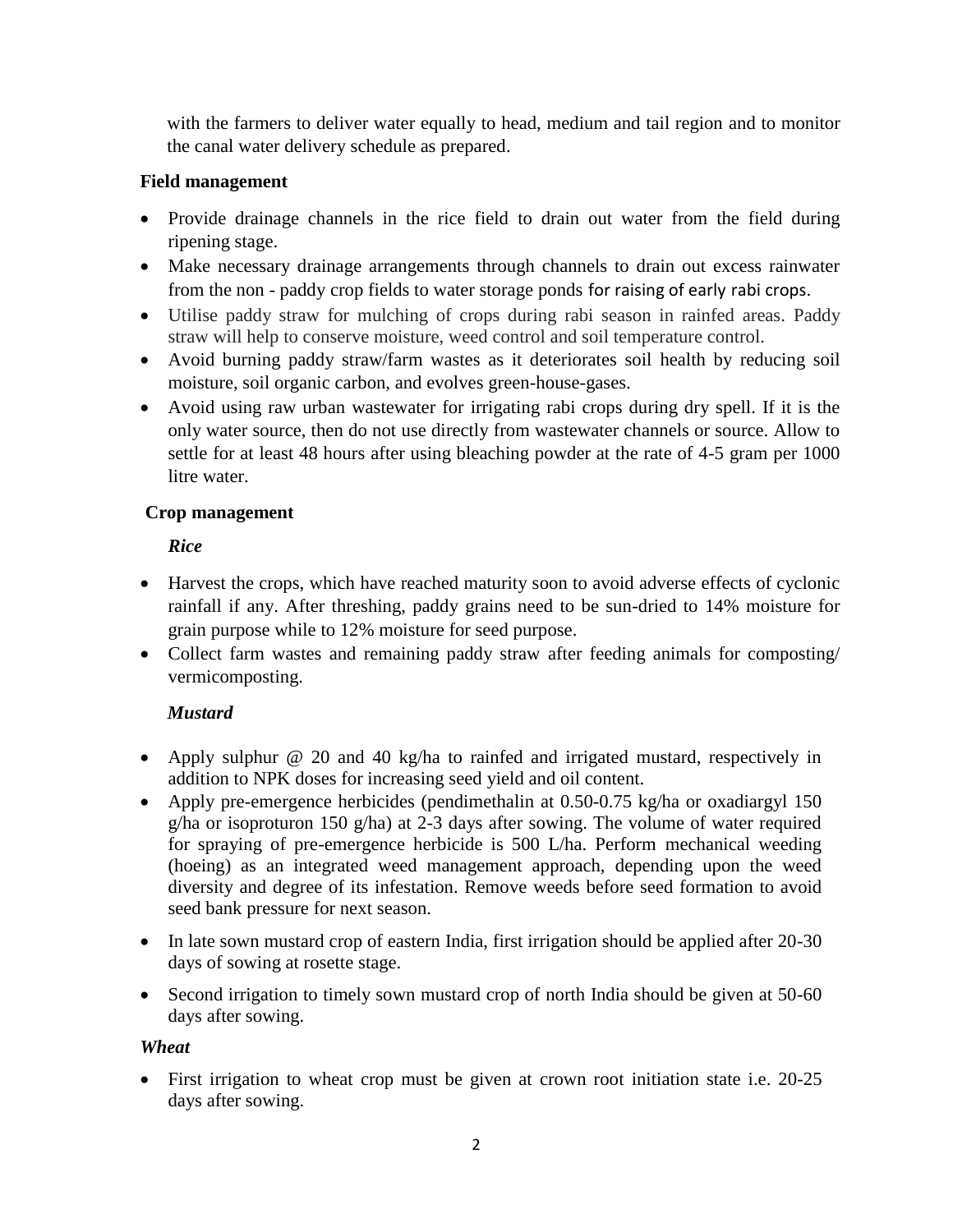with the farmers to deliver water equally to head, medium and tail region and to monitor the canal water delivery schedule as prepared.

**Field management**

- Provide drainage channels in the rice field to drain out water from the field during ripening stage.
- Make necessary drainage arrangements through channels to drain out excess rainwater from the non - paddy crop fields to water storage ponds for raising of early rabi crops.
- Utilise paddy straw for mulching of crops during rabi season in rainfed areas. Paddy straw will help to conserve moisture, weed control and soil temperature control.
- Avoid burning paddy straw/farm wastes as it deteriorates soil health by reducing soil moisture, soil organic carbon, and evolves green-house-gases.
- Avoid using raw urban wastewater for irrigating rabi crops during dry spell. If it is the only water source, then do not use directly from wastewater channels or source. Allow to settle for at least 48 hours after using bleaching powder at the rate of 4-5 gram per 1000 litre water.

**Crop management**

***Rice***

- Harvest the crops, which have reached maturity soon to avoid adverse effects of cyclonic rainfall if any. After threshing, paddy grains need to be sun-dried to 14% moisture for grain purpose while to 12% moisture for seed purpose.
- Collect farm wastes and remaining paddy straw after feeding animals for composting/ vermicomposting.

***Mustard***

- Apply sulphur @ 20 and 40 kg/ha to rainfed and irrigated mustard, respectively in addition to NPK doses for increasing seed yield and oil content.
- Apply pre-emergence herbicides (pendimethalin at 0.50-0.75 kg/ha or oxadiargyl 150 g/ha or isoproturon 150 g/ha) at 2-3 days after sowing. The volume of water required for spraying of pre-emergence herbicide is 500 L/ha. Perform mechanical weeding (hoeing) as an integrated weed management approach, depending upon the weed diversity and degree of its infestation. Remove weeds before seed formation to avoid seed bank pressure for next season.
- In late sown mustard crop of eastern India, first irrigation should be applied after 20-30 days of sowing at rosette stage.
- Second irrigation to timely sown mustard crop of north India should be given at 50-60 days after sowing.

***Wheat***

- First irrigation to wheat crop must be given at crown root initiation state i.e. 20-25 days after sowing.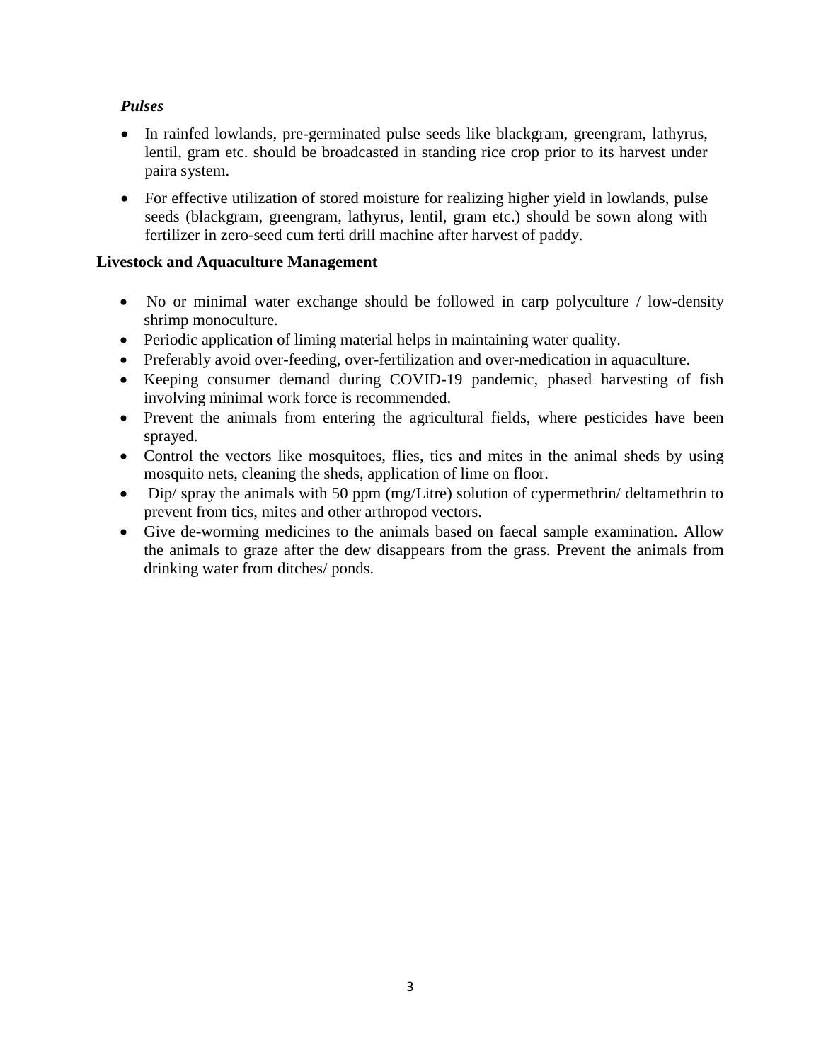### *Pulses*

- In rainfed lowlands, pre-germinated pulse seeds like blackgram, greengram, lathyrus, lentil, gram etc. should be broadcasted in standing rice crop prior to its harvest under paira system.
- For effective utilization of stored moisture for realizing higher yield in lowlands, pulse seeds (blackgram, greengram, lathyrus, lentil, gram etc.) should be sown along with fertilizer in zero-seed cum ferti drill machine after harvest of paddy.

## Livestock and Aquaculture Management

- No or minimal water exchange should be followed in carp polyculture / low-density shrimp monoculture.
- Periodic application of liming material helps in maintaining water quality.
- Preferably avoid over-feeding, over-fertilization and over-medication in aquaculture.
- Keeping consumer demand during COVID-19 pandemic, phased harvesting of fish involving minimal work force is recommended.
- Prevent the animals from entering the agricultural fields, where pesticides have been sprayed.
- Control the vectors like mosquitoes, flies, tics and mites in the animal sheds by using mosquito nets, cleaning the sheds, application of lime on floor.
- Dip/ spray the animals with 50 ppm (mg/Litre) solution of cypermethrin/ deltamethrin to prevent from tics, mites and other arthropod vectors.
- Give de-worming medicines to the animals based on faecal sample examination. Allow the animals to graze after the dew disappears from the grass. Prevent the animals from drinking water from ditches/ ponds.